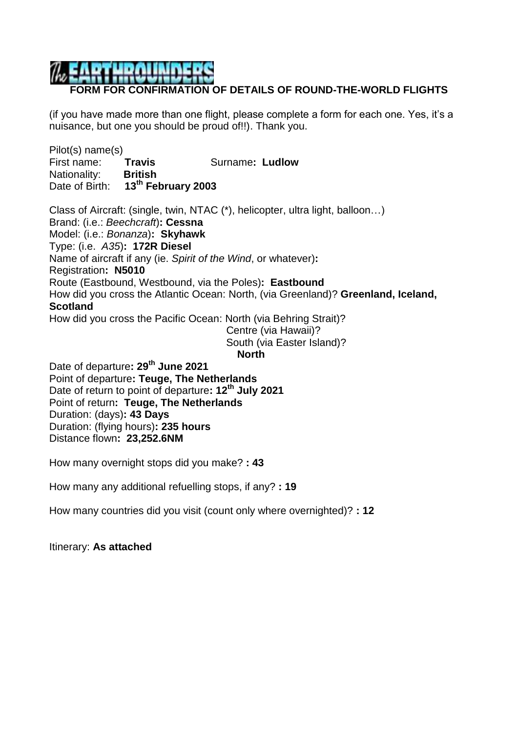# The EARTHROUNDERS

## FORM FOR CONFIRMATION OF DETAILS OF ROUND-THE-WORLD FLIGHTS

(if you have made more than one flight, please complete a form for each one. Yes, it's a nuisance, but one you should be proud of!!). Thank you.

Pilot(s) name(s)
First name: **Travis** Surname**: Ludlow**
Nationality: **British**
Date of Birth: **13th February 2003**

Class of Aircraft: (single, twin, NTAC (*), helicopter, ultra light, balloon…)
Brand: (i.e.: *Beechcraft*)**: Cessna**
Model: (i.e.: *Bonanza*)**: Skyhawk**
Type: (i.e. *A35*)**: 172R Diesel**
Name of aircraft if any (ie. *Spirit of the Wind*, or whatever)**:**
Registration**: N5010**
Route (Eastbound, Westbound, via the Poles)**: Eastbound**
How did you cross the Atlantic Ocean: North, (via Greenland)? **Greenland, Iceland, Scotland**
How did you cross the Pacific Ocean: North (via Behring Strait)?
Centre (via Hawaii)?
South (via Easter Island)?
**North**
Date of departure**: 29th June 2021**
Point of departure**: Teuge, The Netherlands**
Date of return to point of departure**: 12th July 2021**
Point of return**: Teuge, The Netherlands**
Duration: (days)**: 43 Days**
Duration: (flying hours)**: 235 hours**
Distance flown**: 23,252.6NM**

How many overnight stops did you make? **: 43**

How many any additional refuelling stops, if any? **: 19**

How many countries did you visit (count only where overnighted)? **: 12**

Itinerary: **As attached**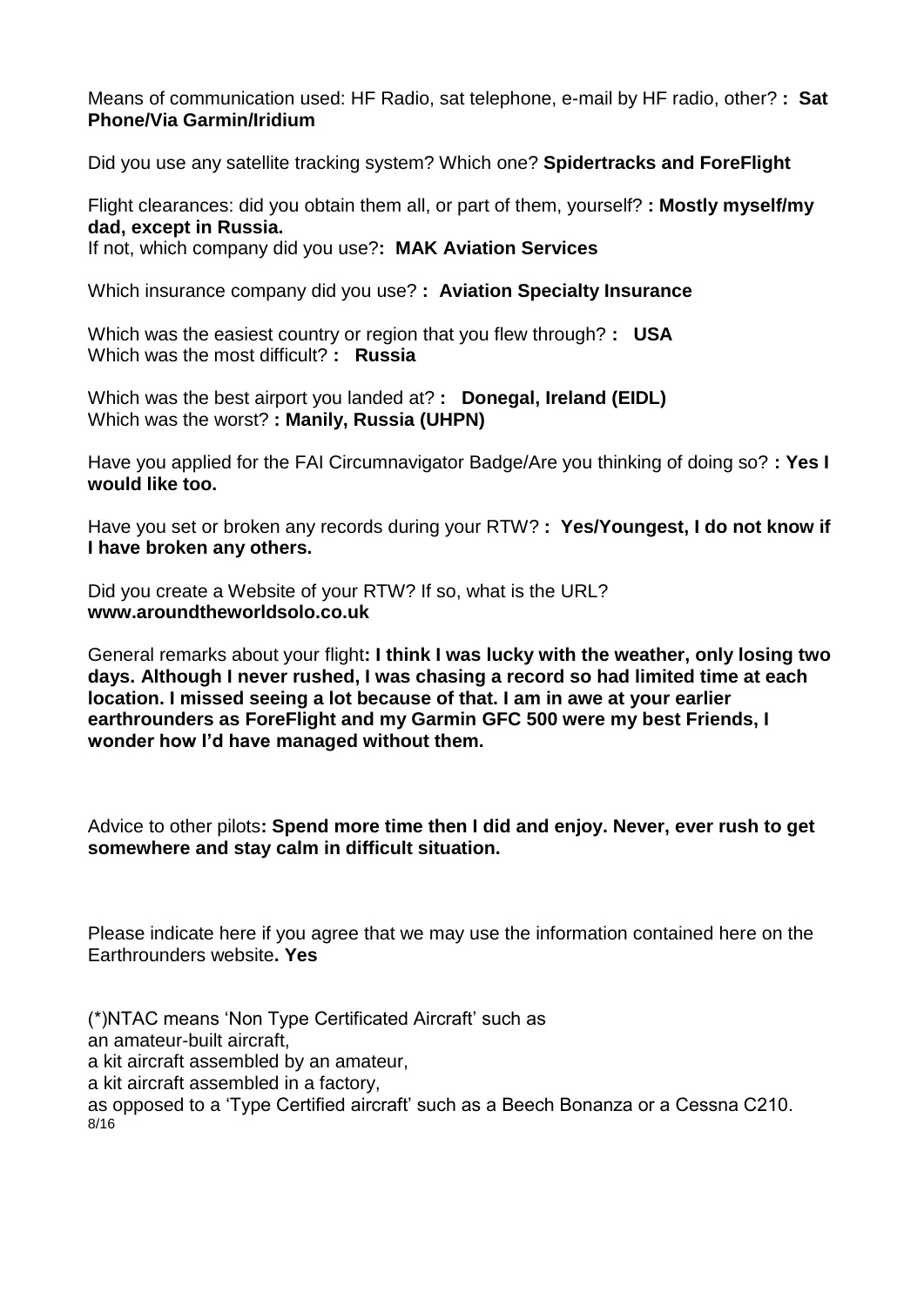Means of communication used: HF Radio, sat telephone, e-mail by HF radio, other? **: Sat Phone/Via Garmin/Iridium**

Did you use any satellite tracking system? Which one? **Spidertracks and ForeFlight**

Flight clearances: did you obtain them all, or part of them, yourself? **: Mostly myself/my dad, except in Russia.**
If not, which company did you use?**: MAK Aviation Services**

Which insurance company did you use? **: Aviation Specialty Insurance**

Which was the easiest country or region that you flew through? **: USA**
Which was the most difficult? **: Russia**

Which was the best airport you landed at? **: Donegal, Ireland (EIDL)**
Which was the worst? **: Manily, Russia (UHPN)**

Have you applied for the FAI Circumnavigator Badge/Are you thinking of doing so? **: Yes I would like too.**

Have you set or broken any records during your RTW? **: Yes/Youngest, I do not know if I have broken any others.**

Did you create a Website of your RTW? If so, what is the URL?
**www.aroundtheworldsolo.co.uk**

General remarks about your flight**: I think I was lucky with the weather, only losing two days. Although I never rushed, I was chasing a record so had limited time at each location. I missed seeing a lot because of that. I am in awe at your earlier earthrounders as ForeFlight and my Garmin GFC 500 were my best Friends, I wonder how I'd have managed without them.**

Advice to other pilots**: Spend more time then I did and enjoy. Never, ever rush to get somewhere and stay calm in difficult situation.**

Please indicate here if you agree that we may use the information contained here on the Earthrounders website**. Yes**

(*)NTAC means 'Non Type Certificated Aircraft' such as
an amateur-built aircraft,
a kit aircraft assembled by an amateur,
a kit aircraft assembled in a factory,
as opposed to a 'Type Certified aircraft' such as a Beech Bonanza or a Cessna C210.